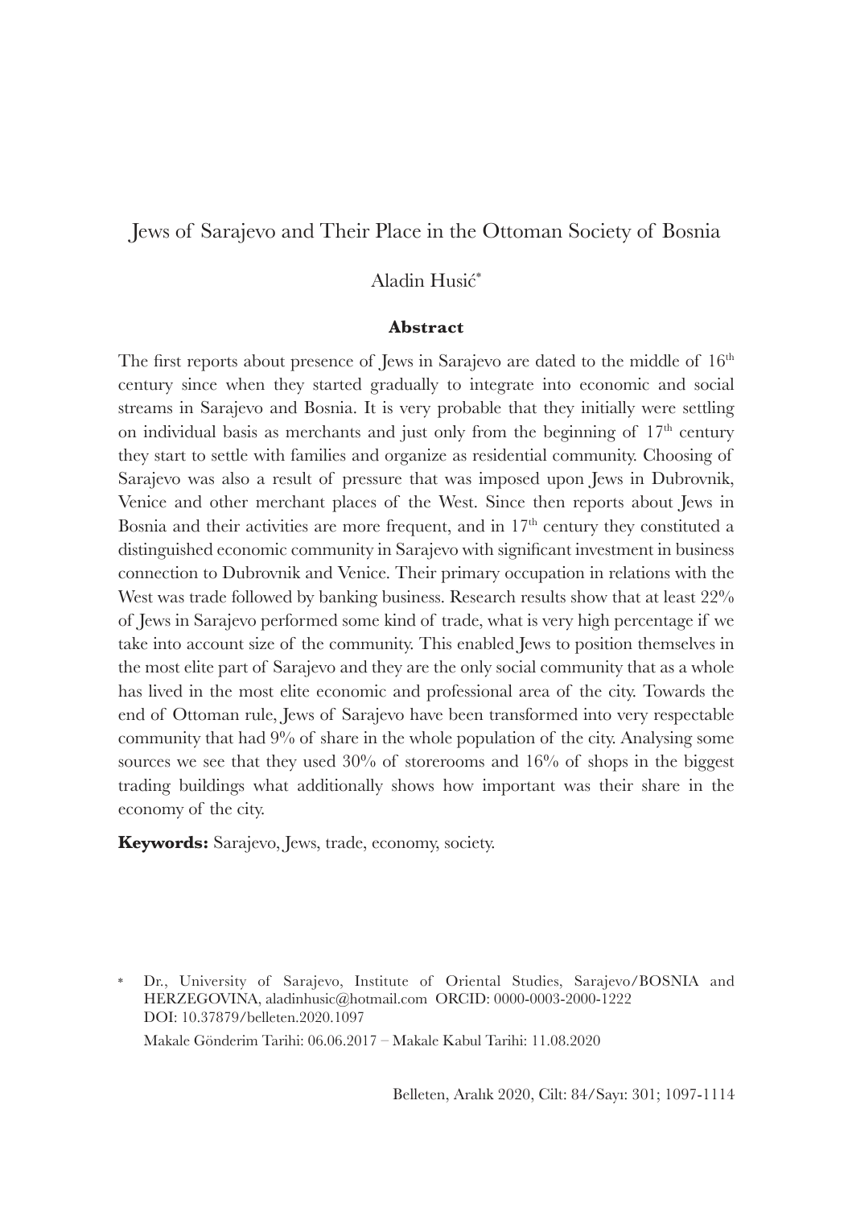# Jews of Sarajevo and Their Place in the Ottoman Society of Bosnia

Aladin Husić*

**Abstract**

The first reports about presence of Jews in Sarajevo are dated to the middle of 16th century since when they started gradually to integrate into economic and social streams in Sarajevo and Bosnia. It is very probable that they initially were settling on individual basis as merchants and just only from the beginning of 17th century they start to settle with families and organize as residential community. Choosing of Sarajevo was also a result of pressure that was imposed upon Jews in Dubrovnik, Venice and other merchant places of the West. Since then reports about Jews in Bosnia and their activities are more frequent, and in 17th century they constituted a distinguished economic community in Sarajevo with significant investment in business connection to Dubrovnik and Venice. Their primary occupation in relations with the West was trade followed by banking business. Research results show that at least 22% of Jews in Sarajevo performed some kind of trade, what is very high percentage if we take into account size of the community. This enabled Jews to position themselves in the most elite part of Sarajevo and they are the only social community that as a whole has lived in the most elite economic and professional area of the city. Towards the end of Ottoman rule, Jews of Sarajevo have been transformed into very respectable community that had 9% of share in the whole population of the city. Analysing some sources we see that they used 30% of storerooms and 16% of shops in the biggest trading buildings what additionally shows how important was their share in the economy of the city.

**Keywords:** Sarajevo, Jews, trade, economy, society.

---

\* Dr., University of Sarajevo, Institute of Oriental Studies, Sarajevo/BOSNIA and HERZEGOVINA, aladinhusic@hotmail.com ORCID: 0000-0003-2000-1222
DOI: 10.37879/belleten.2020.1097
Makale Gönderim Tarihi: 06.06.2017 – Makale Kabul Tarihi: 11.08.2020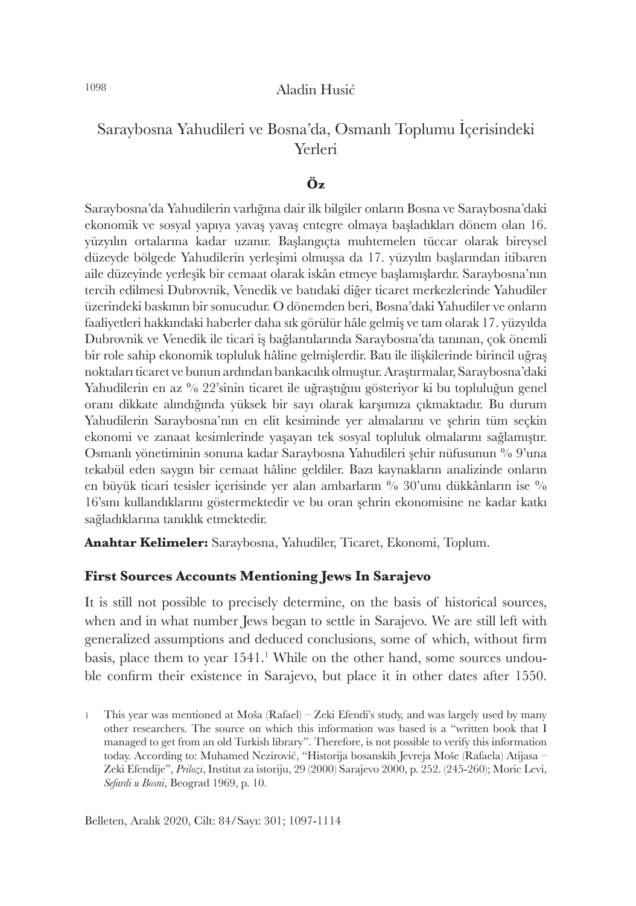Aladin Husić

# Saraybosna Yahudileri ve Bosna'da, Osmanlı Toplumu İçerisindeki Yerleri

**Öz**

Saraybosna'da Yahudilerin varlığına dair ilk bilgiler onların Bosna ve Saraybosna'daki ekonomik ve sosyal yapıya yavaş yavaş entegre olmaya başladıkları dönem olan 16. yüzyılın ortalarına kadar uzanır. Başlangıçta muhtemelen tüccar olarak bireysel düzeyde bölgede Yahudilerin yerleşimi olmuşsa da 17. yüzyılın başlarından itibaren aile düzeyinde yerleşik bir cemaat olarak iskân etmeye başlamışlardır. Saraybosna'nın tercih edilmesi Dubrovnik, Venedik ve batıdaki diğer ticaret merkezlerinde Yahudiler üzerindeki baskının bir sonucudur. O dönemden beri, Bosna'daki Yahudiler ve onların faaliyetleri hakkındaki haberler daha sık görülür hâle gelmiş ve tam olarak 17. yüzyılda Dubrovnik ve Venedik ile ticari iş bağlantılarında Saraybosna'da tanınan, çok önemli bir role sahip ekonomik topluluk hâline gelmişlerdir. Batı ile ilişkilerinde birincil uğraş noktaları ticaret ve bunun ardından bankacılık olmuştur. Araştırmalar, Saraybosna'daki Yahudilerin en az % 22'sinin ticaret ile uğraştığını gösteriyor ki bu topluluğun genel oranı dikkate alındığında yüksek bir sayı olarak karşımıza çıkmaktadır. Bu durum Yahudilerin Saraybosna'nın en elit kesiminde yer almalarını ve şehrin tüm seçkin ekonomi ve zanaat kesimlerinde yaşayan tek sosyal topluluk olmalarını sağlamıştır. Osmanlı yönetiminin sonuna kadar Saraybosna Yahudileri şehir nüfusunun % 9'una tekabül eden saygın bir cemaat hâline geldiler. Bazı kaynakların analizinde onların en büyük ticari tesisler içerisinde yer alan ambarların % 30'unu dükkânların ise % 16'sını kullandıklarını göstermektedir ve bu oran şehrin ekonomisine ne kadar katkı sağladıklarına tanıklık etmektedir.

**Anahtar Kelimeler:** Saraybosna, Yahudiler, Ticaret, Ekonomi, Toplum.

### First Sources Accounts Mentioning Jews In Sarajevo

It is still not possible to precisely determine, on the basis of historical sources, when and in what number Jews began to settle in Sarajevo. We are still left with generalized assumptions and deduced conclusions, some of which, without firm basis, place them to year 1541.[1] While on the other hand, some sources undouble confirm their existence in Sarajevo, but place it in other dates after 1550.

[1] This year was mentioned at Moša (Rafael) – Zeki Efendi's study, and was largely used by many other researchers. The source on which this information was based is a "written book that I managed to get from an old Turkish library". Therefore, is not possible to verify this information today. According to: Muhamed Nezirović, "Historija bosanskih Jevreja Moše (Rafaela) Atijasa – Zeki Efendije", *Prilozi*, Institut za istoriju, 29 (2000) Sarajevo 2000, p. 252. (245-260); Moric Levi, *Sefardi u Bosni*, Beograd 1969, p. 10.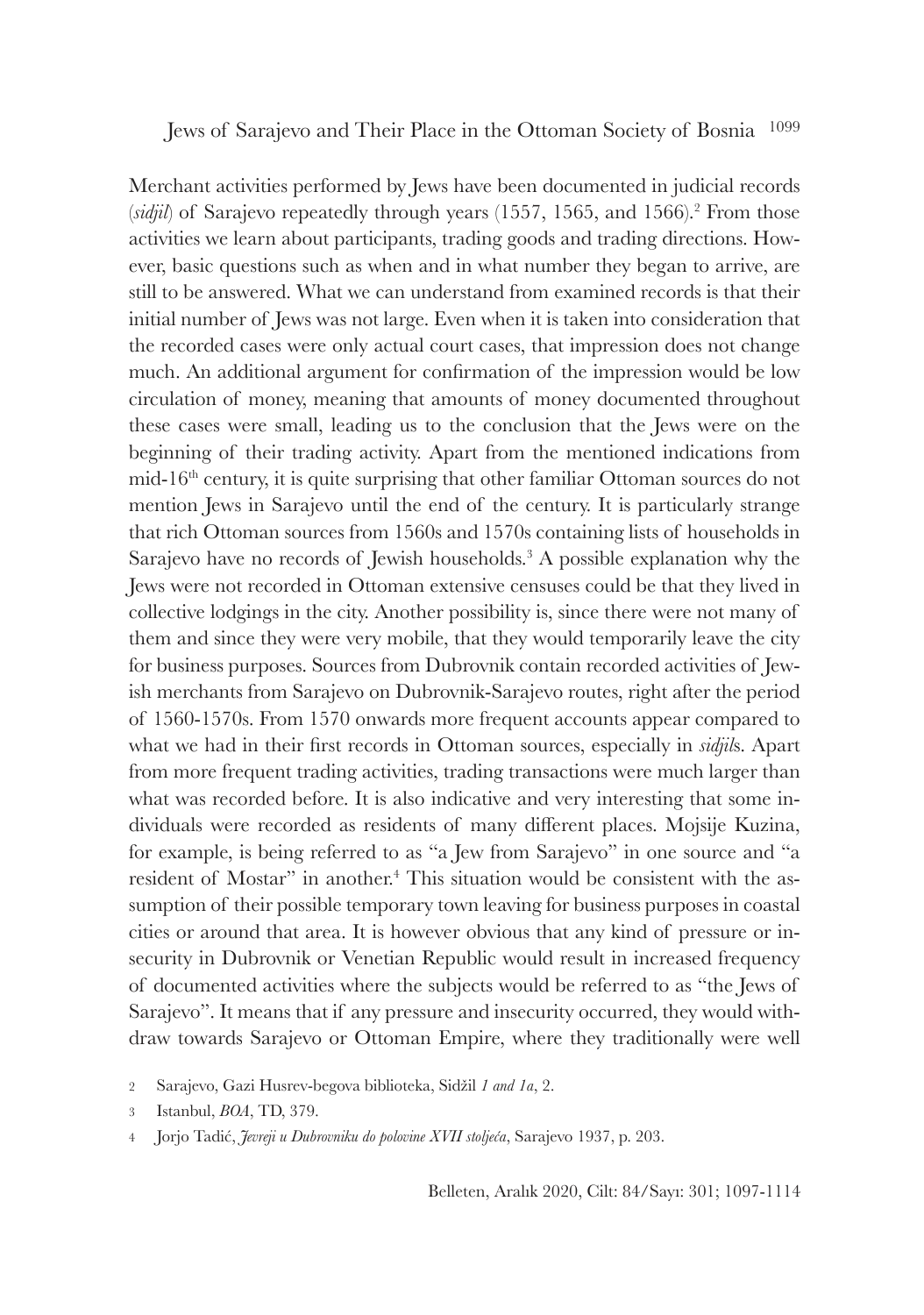Merchant activities performed by Jews have been documented in judicial records (*sidjil*) of Sarajevo repeatedly through years (1557, 1565, and 1566).[2] From those activities we learn about participants, trading goods and trading directions. However, basic questions such as when and in what number they began to arrive, are still to be answered. What we can understand from examined records is that their initial number of Jews was not large. Even when it is taken into consideration that the recorded cases were only actual court cases, that impression does not change much. An additional argument for confirmation of the impression would be low circulation of money, meaning that amounts of money documented throughout these cases were small, leading us to the conclusion that the Jews were on the beginning of their trading activity. Apart from the mentioned indications from mid-16th century, it is quite surprising that other familiar Ottoman sources do not mention Jews in Sarajevo until the end of the century. It is particularly strange that rich Ottoman sources from 1560s and 1570s containing lists of households in Sarajevo have no records of Jewish households.[3] A possible explanation why the Jews were not recorded in Ottoman extensive censuses could be that they lived in collective lodgings in the city. Another possibility is, since there were not many of them and since they were very mobile, that they would temporarily leave the city for business purposes. Sources from Dubrovnik contain recorded activities of Jewish merchants from Sarajevo on Dubrovnik-Sarajevo routes, right after the period of 1560-1570s. From 1570 onwards more frequent accounts appear compared to what we had in their first records in Ottoman sources, especially in *sidjil*s. Apart from more frequent trading activities, trading transactions were much larger than what was recorded before. It is also indicative and very interesting that some individuals were recorded as residents of many different places. Mojsije Kuzina, for example, is being referred to as "a Jew from Sarajevo" in one source and "a resident of Mostar" in another.[4] This situation would be consistent with the assumption of their possible temporary town leaving for business purposes in coastal cities or around that area. It is however obvious that any kind of pressure or insecurity in Dubrovnik or Venetian Republic would result in increased frequency of documented activities where the subjects would be referred to as "the Jews of Sarajevo". It means that if any pressure and insecurity occurred, they would withdraw towards Sarajevo or Ottoman Empire, where they traditionally were well

2 Sarajevo, Gazi Husrev-begova biblioteka, Sidžil *1 and 1a*, 2.

3 Istanbul, *BOA*, TD, 379.

4 Jorjo Tadić, *Jevreji u Dubrovniku do polovine XVII stoljeća*, Sarajevo 1937, p. 203.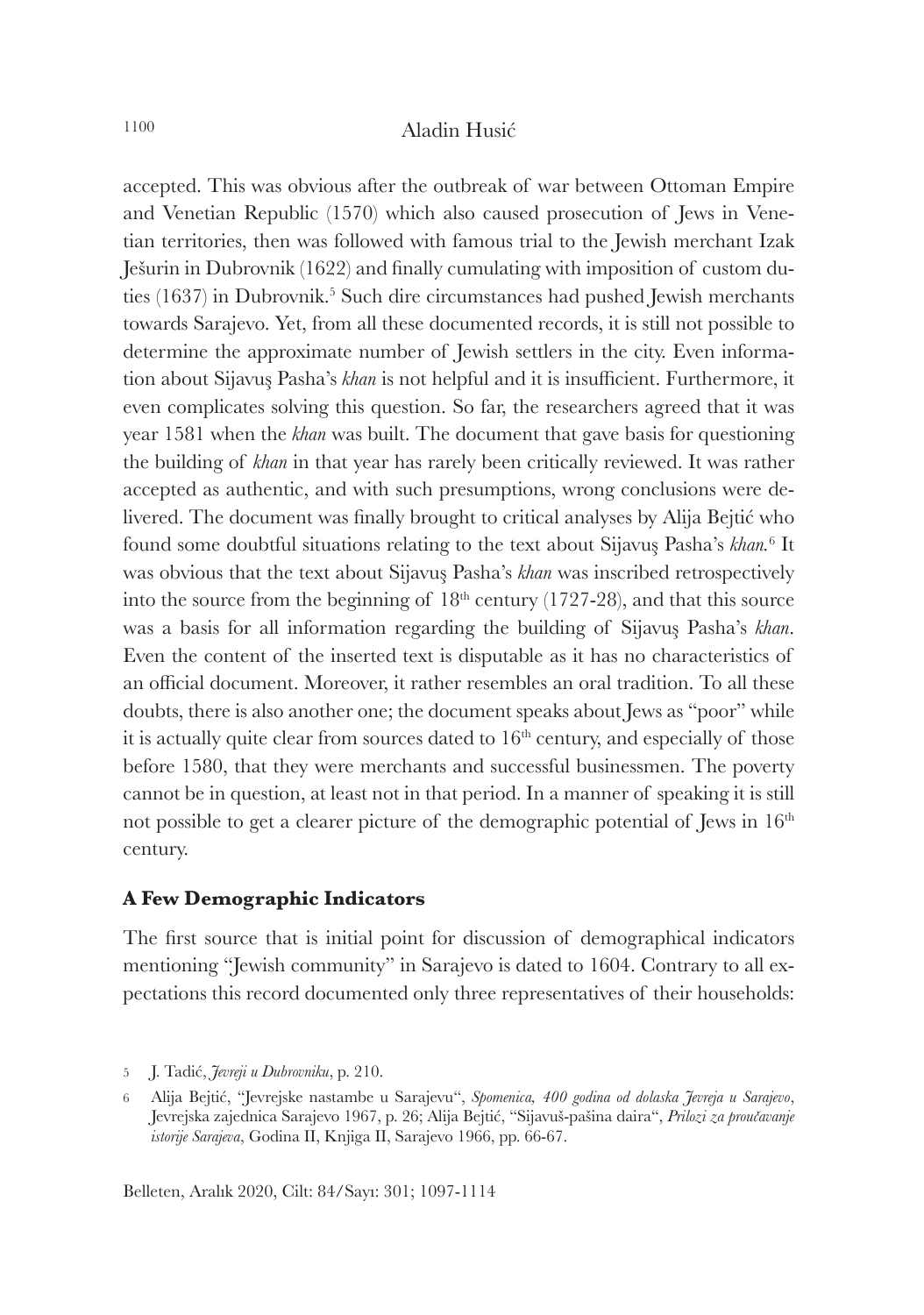accepted. This was obvious after the outbreak of war between Ottoman Empire and Venetian Republic (1570) which also caused prosecution of Jews in Venetian territories, then was followed with famous trial to the Jewish merchant Izak Ješurin in Dubrovnik (1622) and finally cumulating with imposition of custom duties (1637) in Dubrovnik.[5] Such dire circumstances had pushed Jewish merchants towards Sarajevo. Yet, from all these documented records, it is still not possible to determine the approximate number of Jewish settlers in the city. Even information about Sijavuş Pasha's *khan* is not helpful and it is insufficient. Furthermore, it even complicates solving this question. So far, the researchers agreed that it was year 1581 when the *khan* was built. The document that gave basis for questioning the building of *khan* in that year has rarely been critically reviewed. It was rather accepted as authentic, and with such presumptions, wrong conclusions were delivered. The document was finally brought to critical analyses by Alija Bejtić who found some doubtful situations relating to the text about Sijavuş Pasha's *khan.*[6] It was obvious that the text about Sijavuş Pasha's *khan* was inscribed retrospectively into the source from the beginning of 18th century (1727-28), and that this source was a basis for all information regarding the building of Sijavuş Pasha's *khan*. Even the content of the inserted text is disputable as it has no characteristics of an official document. Moreover, it rather resembles an oral tradition. To all these doubts, there is also another one; the document speaks about Jews as "poor" while it is actually quite clear from sources dated to 16th century, and especially of those before 1580, that they were merchants and successful businessmen. The poverty cannot be in question, at least not in that period. In a manner of speaking it is still not possible to get a clearer picture of the demographic potential of Jews in 16th century.

### A Few Demographic Indicators

The first source that is initial point for discussion of demographical indicators mentioning "Jewish community" in Sarajevo is dated to 1604. Contrary to all expectations this record documented only three representatives of their households:

5 J. Tadić, *Jevreji u Dubrovniku*, p. 210.

6 Alija Bejtić, "Jevrejske nastambe u Sarajevu", *Spomenica, 400 godina od dolaska Jevreja u Sarajevo*, Jevrejska zajednica Sarajevo 1967, p. 26; Alija Bejtić, "Sijavuš-pašina daira", *Prilozi za proučavanje istorije Sarajeva*, Godina II, Knjiga II, Sarajevo 1966, pp. 66-67.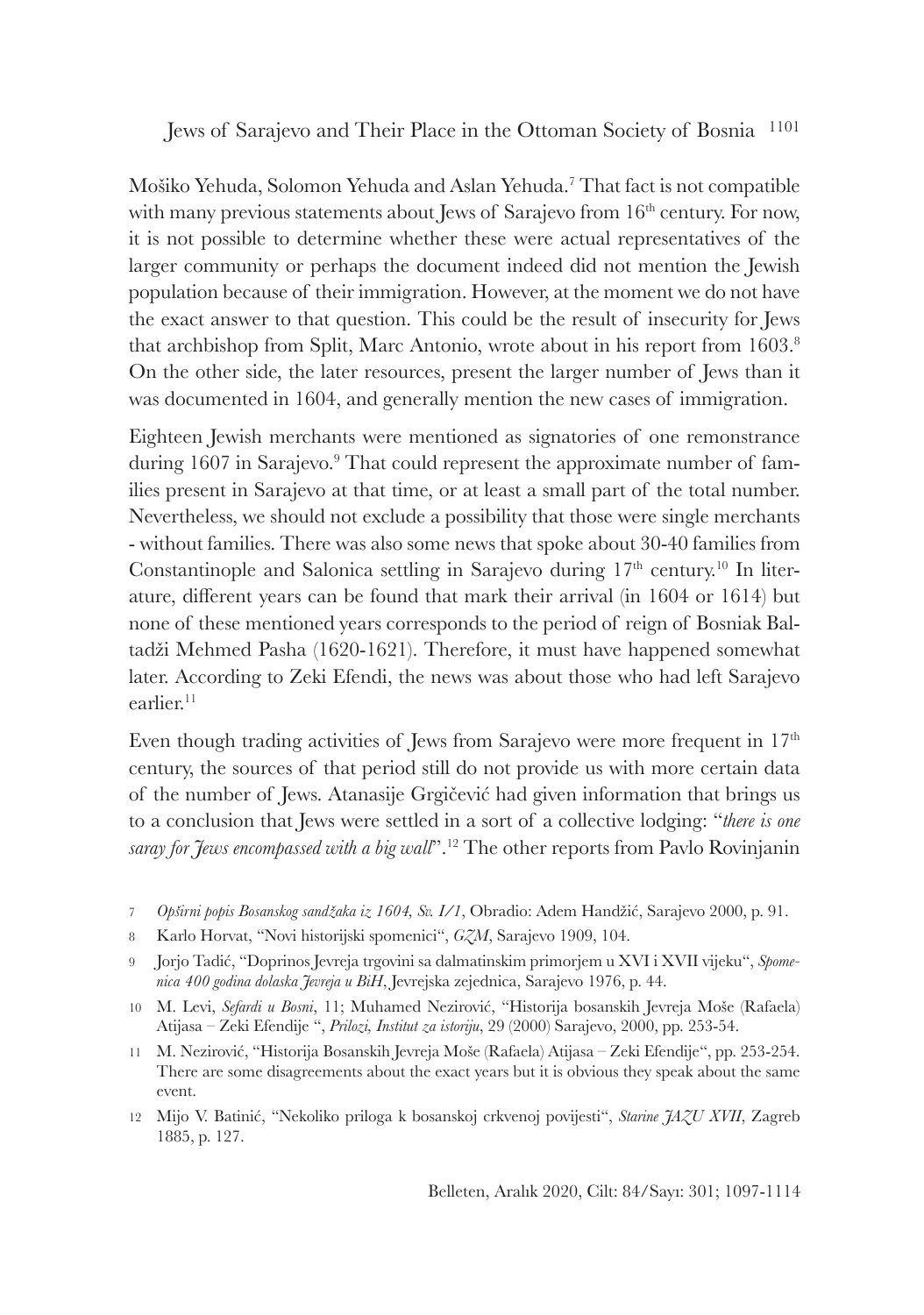Moško Yehuda, Solomon Yehuda and Aslan Yehuda.[7] That fact is not compatible with many previous statements about Jews of Sarajevo from 16th century. For now, it is not possible to determine whether these were actual representatives of the larger community or perhaps the document indeed did not mention the Jewish population because of their immigration. However, at the moment we do not have the exact answer to that question. This could be the result of insecurity for Jews that archbishop from Split, Marc Antonio, wrote about in his report from 1603.[8] On the other side, the later resources, present the larger number of Jews than it was documented in 1604, and generally mention the new cases of immigration.

Eighteen Jewish merchants were mentioned as signatories of one remonstrance during 1607 in Sarajevo.[9] That could represent the approximate number of families present in Sarajevo at that time, or at least a small part of the total number. Nevertheless, we should not exclude a possibility that those were single merchants - without families. There was also some news that spoke about 30-40 families from Constantinople and Salonica settling in Sarajevo during 17th century.[10] In literature, different years can be found that mark their arrival (in 1604 or 1614) but none of these mentioned years corresponds to the period of reign of Bosniak Baltadži Mehmed Pasha (1620-1621). Therefore, it must have happened somewhat later. According to Zeki Efendi, the news was about those who had left Sarajevo earlier.[11]

Even though trading activities of Jews from Sarajevo were more frequent in 17th century, the sources of that period still do not provide us with more certain data of the number of Jews. Atanasije Grgičević had given information that brings us to a conclusion that Jews were settled in a sort of a collective lodging: "*there is one saray for Jews encompassed with a big wall*".[12] The other reports from Pavlo Rovinjanin

---

7 *Opširni popis Bosanskog sandžaka iz 1604, Sv. I/1*, Obradio: Adem Handžić, Sarajevo 2000, p. 91.

8 Karlo Horvat, "Novi historijski spomenici", *GZM*, Sarajevo 1909, 104.

9 Jorjo Tadić, "Doprinos Jevreja trgovini sa dalmatinskim primorjem u XVI i XVII vijeku", *Spomenica 400 godina dolaska Jevreja u BiH*, Jevrejska zejednica, Sarajevo 1976, p. 44.

10 M. Levi, *Sefardi u Bosni*, 11; Muhamed Nezirović, "Historija bosanskih Jevreja Moše (Rafaela) Atijasa – Zeki Efendije ", *Prilozi, Institut za istoriju*, 29 (2000) Sarajevo, 2000, pp. 253-54.

11 M. Nezirović, "Historija Bosanskih Jevreja Moše (Rafaela) Atijasa – Zeki Efendije", pp. 253-254. There are some disagreements about the exact years but it is obvious they speak about the same event.

12 Mijo V. Batinić, "Nekoliko priloga k bosanskoj crkvenoj povijesti", *Starine JAZU XVII*, Zagreb 1885, p. 127.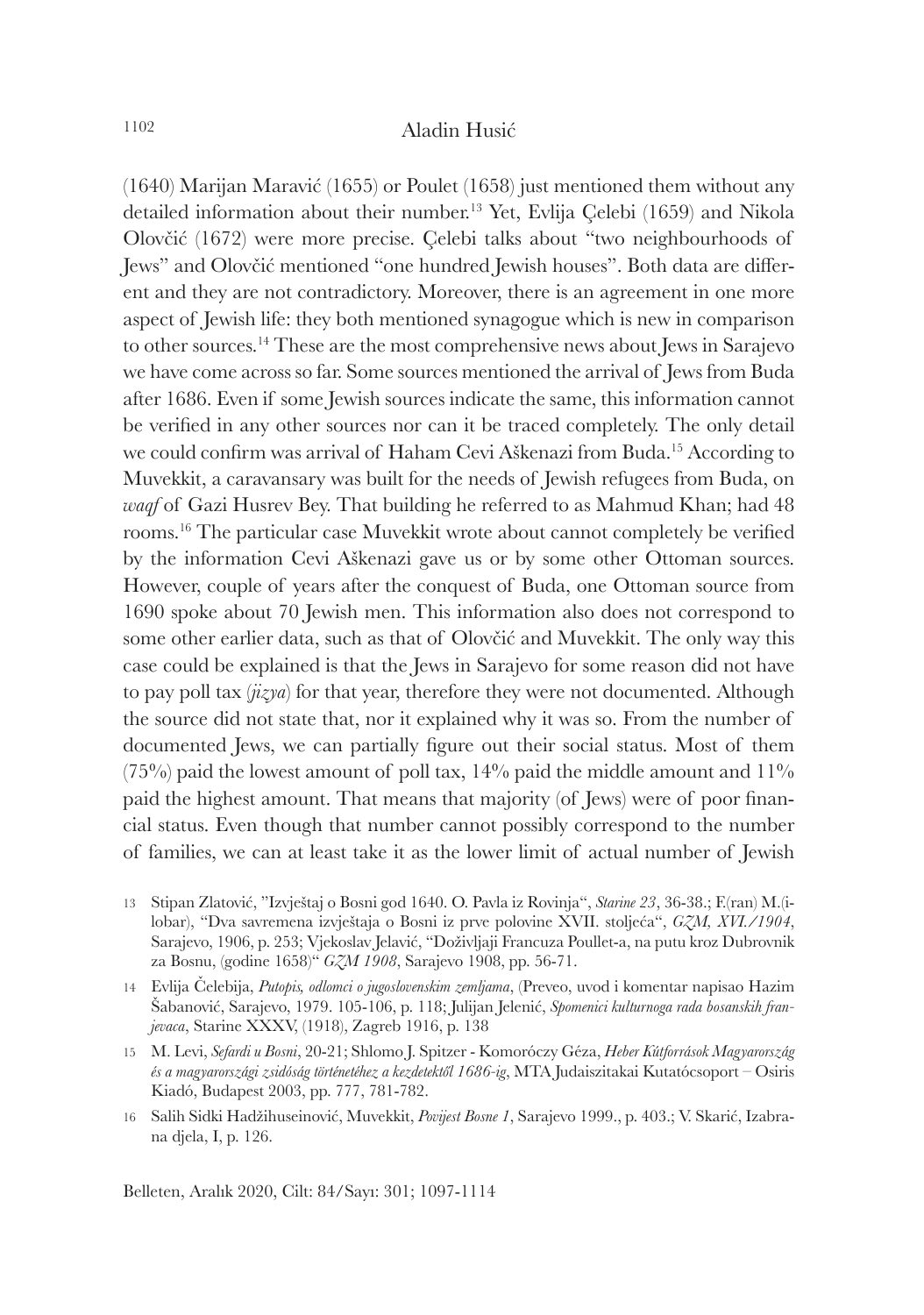(1640) Marijan Maravić (1655) or Poulet (1658) just mentioned them without any detailed information about their number.[13] Yet, Evlija Çelebi (1659) and Nikola Olovčić (1672) were more precise. Çelebi talks about "two neighbourhoods of Jews" and Olovčić mentioned "one hundred Jewish houses". Both data are different and they are not contradictory. Moreover, there is an agreement in one more aspect of Jewish life: they both mentioned synagogue which is new in comparison to other sources.[14] These are the most comprehensive news about Jews in Sarajevo we have come across so far. Some sources mentioned the arrival of Jews from Buda after 1686. Even if some Jewish sources indicate the same, this information cannot be verified in any other sources nor can it be traced completely. The only detail we could confirm was arrival of Haham Cevi Aškenazi from Buda.[15] According to Muvekkit, a caravansary was built for the needs of Jewish refugees from Buda, on *waqf* of Gazi Husrev Bey. That building he referred to as Mahmud Khan; had 48 rooms.[16] The particular case Muvekkit wrote about cannot completely be verified by the information Cevi Aškenazi gave us or by some other Ottoman sources. However, couple of years after the conquest of Buda, one Ottoman source from 1690 spoke about 70 Jewish men. This information also does not correspond to some other earlier data, such as that of Olovčić and Muvekkit. The only way this case could be explained is that the Jews in Sarajevo for some reason did not have to pay poll tax (*jizya*) for that year, therefore they were not documented. Although the source did not state that, nor it explained why it was so. From the number of documented Jews, we can partially figure out their social status. Most of them (75%) paid the lowest amount of poll tax, 14% paid the middle amount and 11% paid the highest amount. That means that majority (of Jews) were of poor financial status. Even though that number cannot possibly correspond to the number of families, we can at least take it as the lower limit of actual number of Jewish

13 Stipan Zlatović, "Izvještaj o Bosni god 1640. O. Pavla iz Rovinja", *Starine 23*, 36-38.; F.(ran) M.(ilobar), "Dva savremena izvještaja o Bosni iz prve polovine XVII. stoljeća", *GZM, XVI./1904*, Sarajevo, 1906, p. 253; Vjekoslav Jelavić, "Doživljaji Francuza Poullet-a, na putu kroz Dubrovnik za Bosnu, (godine 1658)" *GZM 1908*, Sarajevo 1908, pp. 56-71.

14 Evlija Čelebija, *Putopis, odlomci o jugoslovenskim zemljama*, (Preveo, uvod i komentar napisao Hazim Šabanović, Sarajevo, 1979. 105-106, p. 118; Julijan Jelenić, *Spomenici kulturnoga rada bosanskih franjevaca*, Starine XXXV, (1918), Zagreb 1916, p. 138

15 M. Levi, *Sefardi u Bosni*, 20-21; Shlomo J. Spitzer - Komoróczy Géza, *Heber Kútforrások Magyarország és a magyarországi zsidóság történetéhez a kezdetektől 1686-ig*, MTA Judaiszitakai Kutatócsoport – Osiris Kiadó, Budapest 2003, pp. 777, 781-782.

16 Salih Sidki Hadžihuseinović, Muvekkit, *Povijest Bosne 1*, Sarajevo 1999., p. 403.; V. Skarić, Izabrana djela, I, p. 126.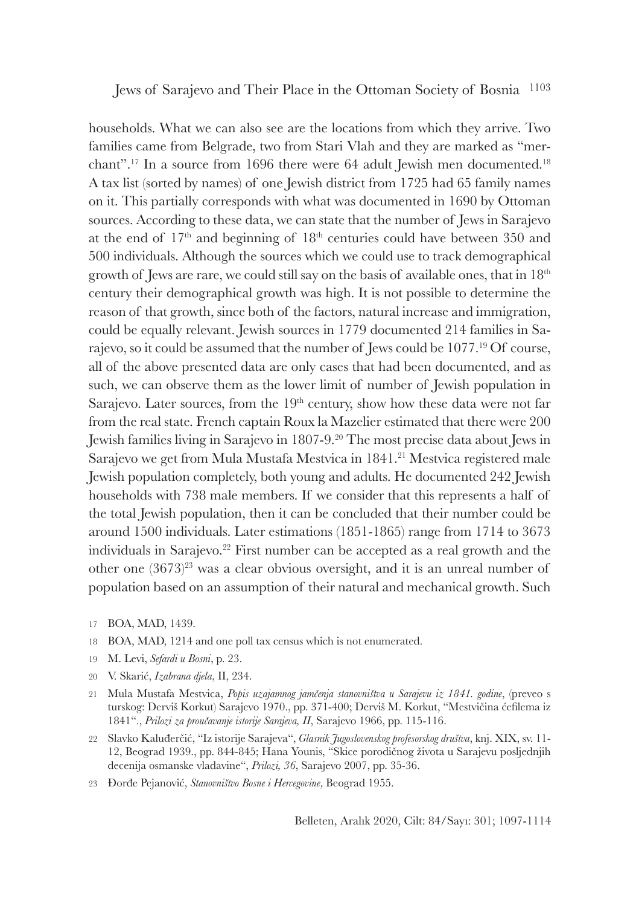households. What we can also see are the locations from which they arrive. Two families came from Belgrade, two from Stari Vlah and they are marked as "merchant".[17] In a source from 1696 there were 64 adult Jewish men documented.[18] A tax list (sorted by names) of one Jewish district from 1725 had 65 family names on it. This partially corresponds with what was documented in 1690 by Ottoman sources. According to these data, we can state that the number of Jews in Sarajevo at the end of 17th and beginning of 18th centuries could have between 350 and 500 individuals. Although the sources which we could use to track demographical growth of Jews are rare, we could still say on the basis of available ones, that in 18th century their demographical growth was high. It is not possible to determine the reason of that growth, since both of the factors, natural increase and immigration, could be equally relevant. Jewish sources in 1779 documented 214 families in Sarajevo, so it could be assumed that the number of Jews could be 1077.[19] Of course, all of the above presented data are only cases that had been documented, and as such, we can observe them as the lower limit of number of Jewish population in Sarajevo. Later sources, from the 19th century, show how these data were not far from the real state. French captain Roux la Mazelier estimated that there were 200 Jewish families living in Sarajevo in 1807-9.[20] The most precise data about Jews in Sarajevo we get from Mula Mustafa Mestvica in 1841.[21] Mestvica registered male Jewish population completely, both young and adults. He documented 242 Jewish households with 738 male members. If we consider that this represents a half of the total Jewish population, then it can be concluded that their number could be around 1500 individuals. Later estimations (1851-1865) range from 1714 to 3673 individuals in Sarajevo.[22] First number can be accepted as a real growth and the other one (3673)[23] was a clear obvious oversight, and it is an unreal number of population based on an assumption of their natural and mechanical growth. Such

17 BOA, MAD, 1439.

18 BOA, MAD, 1214 and one poll tax census which is not enumerated.

19 M. Levi, *Sefardi u Bosni*, p. 23.

20 V. Skarić, *Izabrana djela*, II, 234.

21 Mula Mustafa Mestvica, *Popis uzajamnog jamčenja stanovništva u Sarajevu iz 1841. godine*, (preveo s turskog: Derviš Korkut) Sarajevo 1970., pp. 371-400; Derviš M. Korkut, "Mestvičina ćefilema iz 1841"., *Prilozi za proučavanje istorije Sarajeva, II*, Sarajevo 1966, pp. 115-116.

22 Slavko Kaluđerčić, "Iz istorije Sarajeva", *Glasnik Jugoslovenskog profesorskog društva*, knj. XIX, sv. 11-12, Beograd 1939., pp. 844-845; Hana Younis, "Skice porodičnog života u Sarajevu posljednjih decenija osmanske vladavine", *Prilozi, 36*, Sarajevo 2007, pp. 35-36.

23 Đorđe Pejanović, *Stanovništvo Bosne i Hercegovine*, Beograd 1955.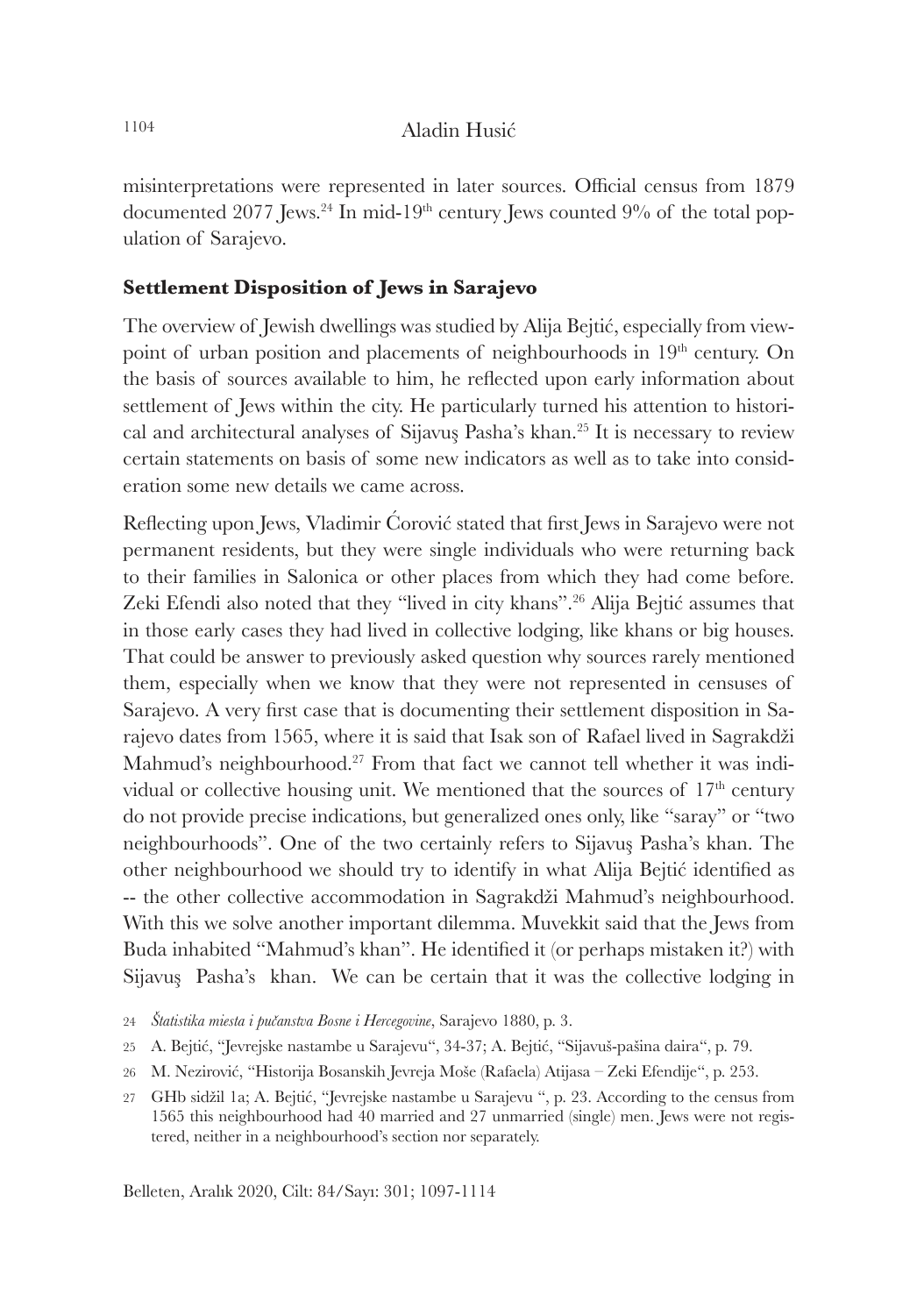misinterpretations were represented in later sources. Official census from 1879 documented 2077 Jews.[24] In mid-19th century Jews counted 9% of the total population of Sarajevo.

## Settlement Disposition of Jews in Sarajevo

The overview of Jewish dwellings was studied by Alija Bejtić, especially from viewpoint of urban position and placements of neighbourhoods in 19th century. On the basis of sources available to him, he reflected upon early information about settlement of Jews within the city. He particularly turned his attention to historical and architectural analyses of Sijavuş Pasha's khan.[25] It is necessary to review certain statements on basis of some new indicators as well as to take into consideration some new details we came across.

Reflecting upon Jews, Vladimir Ćorović stated that first Jews in Sarajevo were not permanent residents, but they were single individuals who were returning back to their families in Salonica or other places from which they had come before. Zeki Efendi also noted that they "lived in city khans".[26] Alija Bejtić assumes that in those early cases they had lived in collective lodging, like khans or big houses. That could be answer to previously asked question why sources rarely mentioned them, especially when we know that they were not represented in censuses of Sarajevo. A very first case that is documenting their settlement disposition in Sarajevo dates from 1565, where it is said that Isak son of Rafael lived in Sagrakdži Mahmud's neighbourhood.[27] From that fact we cannot tell whether it was individual or collective housing unit. We mentioned that the sources of 17th century do not provide precise indications, but generalized ones only, like "saray" or "two neighbourhoods". One of the two certainly refers to Sijavuş Pasha's khan. The other neighbourhood we should try to identify in what Alija Bejtić identified as -- the other collective accommodation in Sagrakdži Mahmud's neighbourhood. With this we solve another important dilemma. Muvekkit said that the Jews from Buda inhabited "Mahmud's khan". He identified it (or perhaps mistaken it?) with Sijavuş Pasha's khan. We can be certain that it was the collective lodging in

24 *Štatistika miesta i pučanstva Bosne i Hercegovine*, Sarajevo 1880, p. 3.

25 A. Bejtić, "Jevrejske nastambe u Sarajevu", 34-37; A. Bejtić, "Sijavuš-pašina daira", p. 79.

26 M. Nezirović, "Historija Bosanskih Jevreja Moše (Rafaela) Atijasa – Zeki Efendije", p. 253.

27 GHb sidžil 1a; A. Bejtić, "Jevrejske nastambe u Sarajevu ", p. 23. According to the census from 1565 this neighbourhood had 40 married and 27 unmarried (single) men. Jews were not registered, neither in a neighbourhood's section nor separately.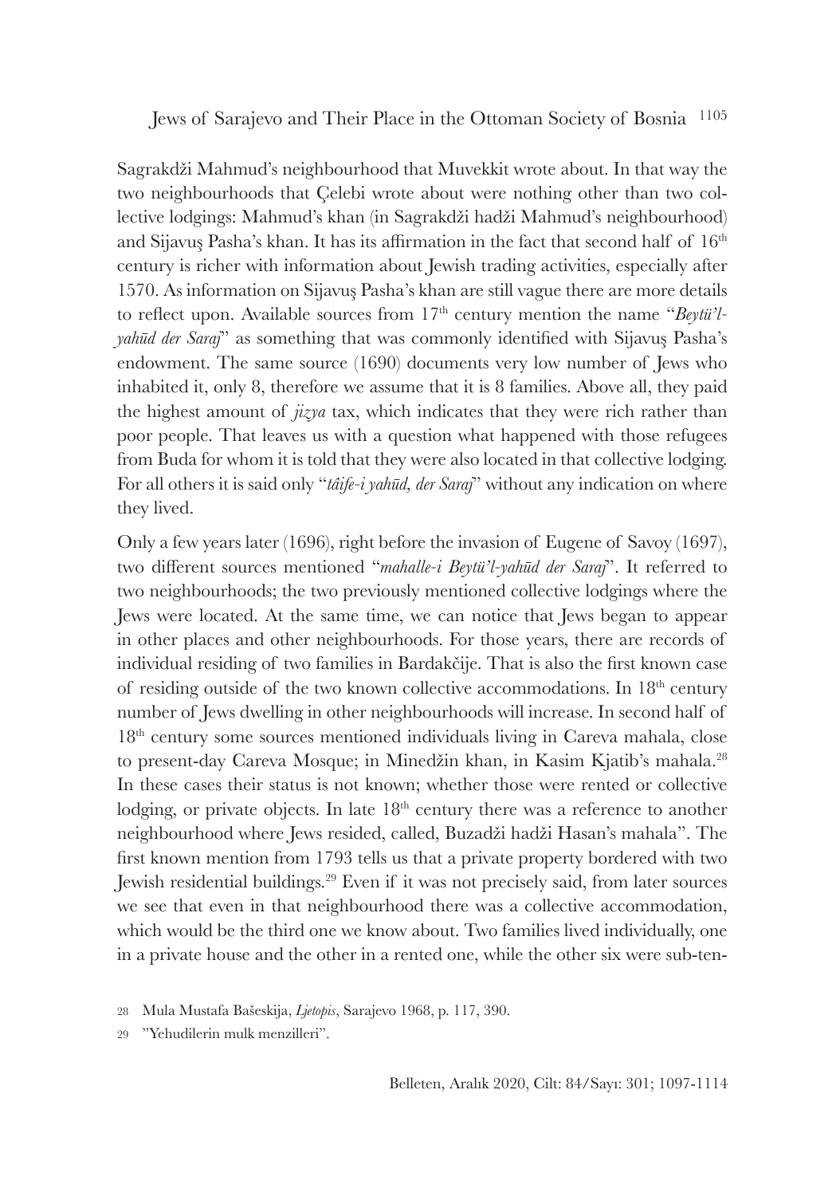Sagrakdži Mahmud's neighbourhood that Muvekkit wrote about. In that way the two neighbourhoods that Çelebi wrote about were nothing other than two collective lodgings: Mahmud's khan (in Sagrakdži hadži Mahmud's neighbourhood) and Sijavuş Pasha's khan. It has its affirmation in the fact that second half of 16th century is richer with information about Jewish trading activities, especially after 1570. As information on Sijavuş Pasha's khan are still vague there are more details to reflect upon. Available sources from 17th century mention the name "*Beytü'l-yahūd der Saraj*" as something that was commonly identified with Sijavuş Pasha's endowment. The same source (1690) documents very low number of Jews who inhabited it, only 8, therefore we assume that it is 8 families. Above all, they paid the highest amount of *jizya* tax, which indicates that they were rich rather than poor people. That leaves us with a question what happened with those refugees from Buda for whom it is told that they were also located in that collective lodging. For all others it is said only "*tâife-i yahūd, der Saraj*" without any indication on where they lived.

Only a few years later (1696), right before the invasion of Eugene of Savoy (1697), two different sources mentioned "*mahalle-i Beytü'l-yahūd der Saraj*". It referred to two neighbourhoods; the two previously mentioned collective lodgings where the Jews were located. At the same time, we can notice that Jews began to appear in other places and other neighbourhoods. For those years, there are records of individual residing of two families in Bardakčije. That is also the first known case of residing outside of the two known collective accommodations. In 18th century number of Jews dwelling in other neighbourhoods will increase. In second half of 18th century some sources mentioned individuals living in Careva mahala, close to present-day Careva Mosque; in Minedžin khan, in Kasim Kjatib's mahala.[28] In these cases their status is not known; whether those were rented or collective lodging, or private objects. In late 18th century there was a reference to another neighbourhood where Jews resided, called, Buzadži hadži Hasan's mahala". The first known mention from 1793 tells us that a private property bordered with two Jewish residential buildings.[29] Even if it was not precisely said, from later sources we see that even in that neighbourhood there was a collective accommodation, which would be the third one we know about. Two families lived individually, one in a private house and the other in a rented one, while the other six were sub-ten-

28 Mula Mustafa Bašeskija, *Ljetopis*, Sarajevo 1968, p. 117, 390.

29 "Yehudilerin mulk menzilleri".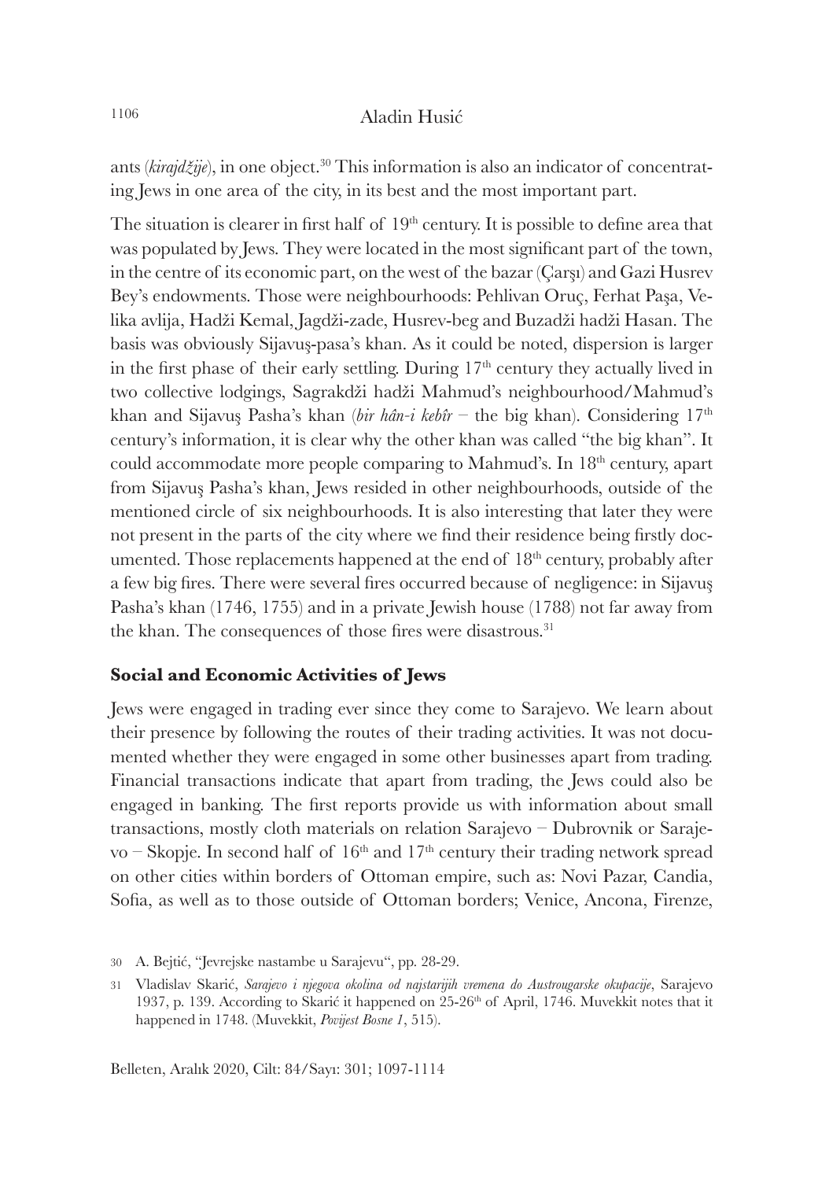ants (*kirajdžije*), in one object.[30] This information is also an indicator of concentrating Jews in one area of the city, in its best and the most important part.

The situation is clearer in first half of 19th century. It is possible to define area that was populated by Jews. They were located in the most significant part of the town, in the centre of its economic part, on the west of the bazar (Çarşı) and Gazi Husrev Bey's endowments. Those were neighbourhoods: Pehlivan Oruç, Ferhat Paşa, Velika avlija, Hadži Kemal, Jagdži-zade, Husrev-beg and Buzadži hadži Hasan. The basis was obviously Sijavuş-pasa's khan. As it could be noted, dispersion is larger in the first phase of their early settling. During 17th century they actually lived in two collective lodgings, Sagrakdži hadži Mahmud's neighbourhood/Mahmud's khan and Sijavuş Pasha's khan (*bir hân-i kebîr* – the big khan). Considering 17th century's information, it is clear why the other khan was called "the big khan". It could accommodate more people comparing to Mahmud's. In 18th century, apart from Sijavuş Pasha's khan, Jews resided in other neighbourhoods, outside of the mentioned circle of six neighbourhoods. It is also interesting that later they were not present in the parts of the city where we find their residence being firstly documented. Those replacements happened at the end of 18th century, probably after a few big fires. There were several fires occurred because of negligence: in Sijavuş Pasha's khan (1746, 1755) and in a private Jewish house (1788) not far away from the khan. The consequences of those fires were disastrous.[31]

## Social and Economic Activities of Jews

Jews were engaged in trading ever since they come to Sarajevo. We learn about their presence by following the routes of their trading activities. It was not documented whether they were engaged in some other businesses apart from trading. Financial transactions indicate that apart from trading, the Jews could also be engaged in banking. The first reports provide us with information about small transactions, mostly cloth materials on relation Sarajevo – Dubrovnik or Sarajevo – Skopje. In second half of 16th and 17th century their trading network spread on other cities within borders of Ottoman empire, such as: Novi Pazar, Candia, Sofia, as well as to those outside of Ottoman borders; Venice, Ancona, Firenze,

30 A. Bejtić, "Jevrejske nastambe u Sarajevu", pp. 28-29.

31 Vladislav Skarić, *Sarajevo i njegova okolina od najstarijih vremena do Austrougarske okupacije*, Sarajevo 1937, p. 139. According to Skarić it happened on 25-26th of April, 1746. Muvekkit notes that it happened in 1748. (Muvekkit, *Povijest Bosne 1*, 515).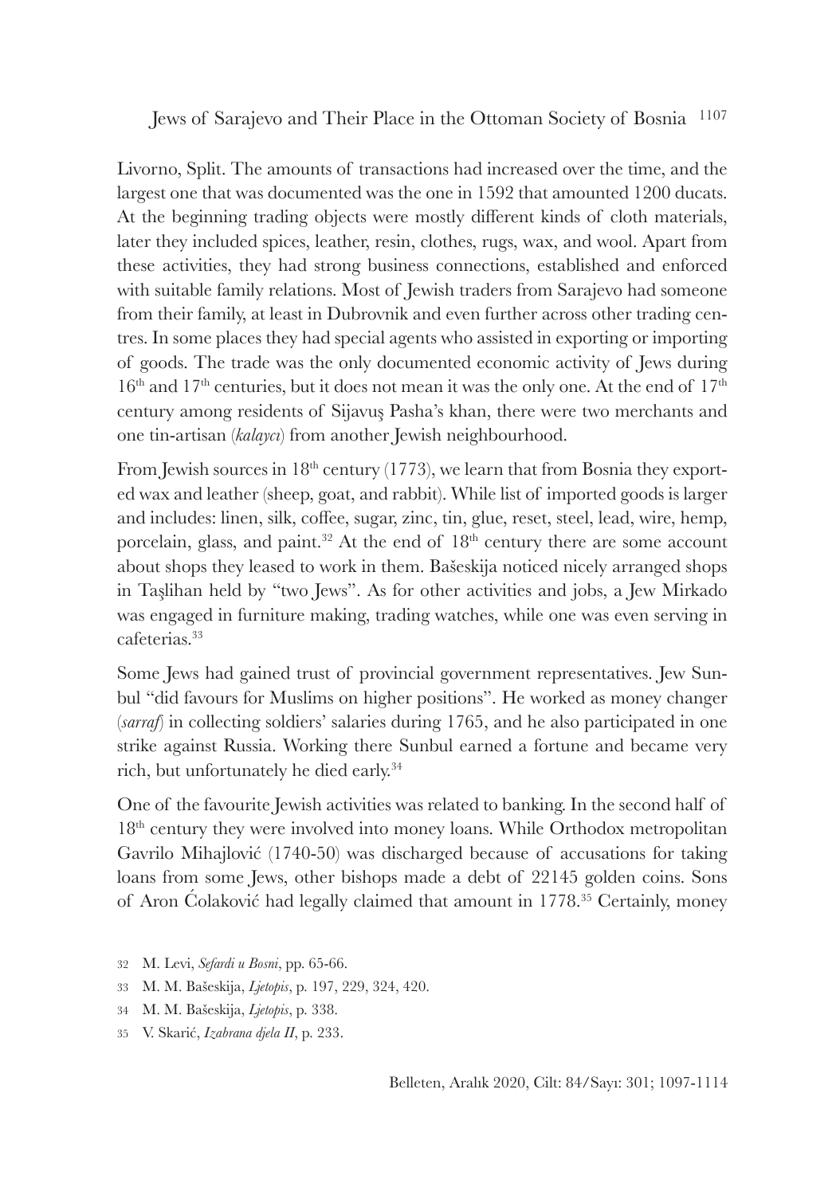Livorno, Split. The amounts of transactions had increased over the time, and the largest one that was documented was the one in 1592 that amounted 1200 ducats. At the beginning trading objects were mostly different kinds of cloth materials, later they included spices, leather, resin, clothes, rugs, wax, and wool. Apart from these activities, they had strong business connections, established and enforced with suitable family relations. Most of Jewish traders from Sarajevo had someone from their family, at least in Dubrovnik and even further across other trading centres. In some places they had special agents who assisted in exporting or importing of goods. The trade was the only documented economic activity of Jews during 16th and 17th centuries, but it does not mean it was the only one. At the end of 17th century among residents of Sijavuş Pasha's khan, there were two merchants and one tin-artisan (*kalaycı*) from another Jewish neighbourhood.

From Jewish sources in 18th century (1773), we learn that from Bosnia they exported wax and leather (sheep, goat, and rabbit). While list of imported goods is larger and includes: linen, silk, coffee, sugar, zinc, tin, glue, reset, steel, lead, wire, hemp, porcelain, glass, and paint.[32] At the end of 18th century there are some account about shops they leased to work in them. Bašeskija noticed nicely arranged shops in Taşlihan held by "two Jews". As for other activities and jobs, a Jew Mirkado was engaged in furniture making, trading watches, while one was even serving in cafeterias.[33]

Some Jews had gained trust of provincial government representatives. Jew Sunbul "did favours for Muslims on higher positions". He worked as money changer (*sarraf*) in collecting soldiers' salaries during 1765, and he also participated in one strike against Russia. Working there Sunbul earned a fortune and became very rich, but unfortunately he died early.[34]

One of the favourite Jewish activities was related to banking. In the second half of 18th century they were involved into money loans. While Orthodox metropolitan Gavrilo Mihajlović (1740-50) was discharged because of accusations for taking loans from some Jews, other bishops made a debt of 22145 golden coins. Sons of Aron Ćolaković had legally claimed that amount in 1778.[35] Certainly, money

32 M. Levi, *Sefardi u Bosni*, pp. 65-66.

33 M. M. Bašeskija, *Ljetopis*, p. 197, 229, 324, 420.

34 M. M. Bašeskija, *Ljetopis*, p. 338.

35 V. Skarić, *Izabrana djela II*, p. 233.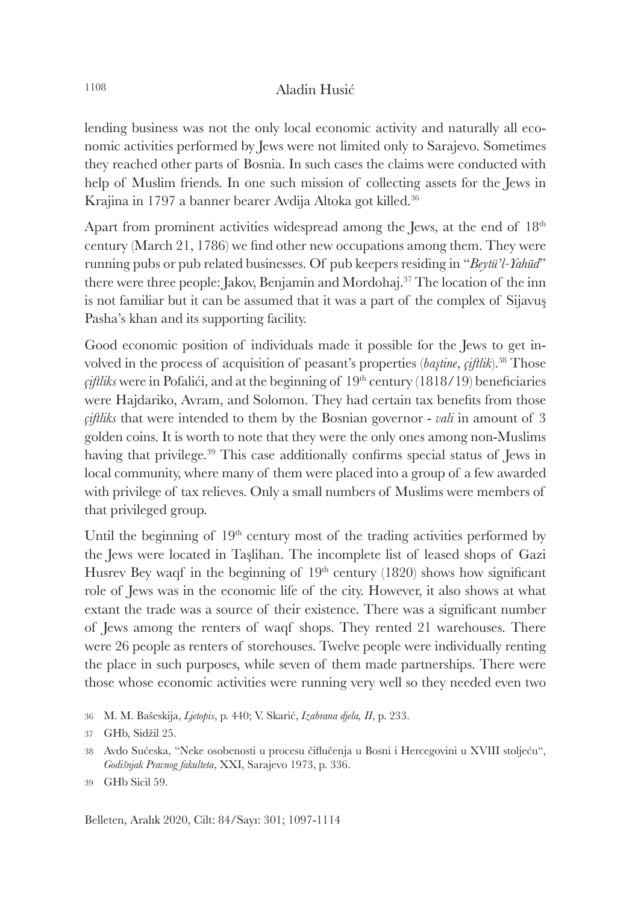lending business was not the only local economic activity and naturally all economic activities performed by Jews were not limited only to Sarajevo. Sometimes they reached other parts of Bosnia. In such cases the claims were conducted with help of Muslim friends. In one such mission of collecting assets for the Jews in Krajina in 1797 a banner bearer Avdija Altoka got killed.[36]

Apart from prominent activities widespread among the Jews, at the end of 18th century (March 21, 1786) we find other new occupations among them. They were running pubs or pub related businesses. Of pub keepers residing in "*Beytü'l-Yahūd*" there were three people: Jakov, Benjamin and Mordohaj.[37] The location of the inn is not familiar but it can be assumed that it was a part of the complex of Sijavuş Pasha's khan and its supporting facility.

Good economic position of individuals made it possible for the Jews to get involved in the process of acquisition of peasant's properties (*baştine*, *çiftlik*).[38] Those *çiftliks* were in Pofalići, and at the beginning of 19th century (1818/19) beneficiaries were Hajdariko, Avram, and Solomon. They had certain tax benefits from those *çiftliks* that were intended to them by the Bosnian governor - *vali* in amount of 3 golden coins. It is worth to note that they were the only ones among non-Muslims having that privilege.[39] This case additionally confirms special status of Jews in local community, where many of them were placed into a group of a few awarded with privilege of tax relieves. Only a small numbers of Muslims were members of that privileged group.

Until the beginning of 19th century most of the trading activities performed by the Jews were located in Taşlihan. The incomplete list of leased shops of Gazi Husrev Bey waqf in the beginning of 19th century (1820) shows how significant role of Jews was in the economic life of the city. However, it also shows at what extant the trade was a source of their existence. There was a significant number of Jews among the renters of waqf shops. They rented 21 warehouses. There were 26 people as renters of storehouses. Twelve people were individually renting the place in such purposes, while seven of them made partnerships. There were those whose economic activities were running very well so they needed even two

36 M. M. Bašeskija, *Ljetopis*, p. 440; V. Skarić, *Izabrana djela, II*, p. 233.

37 GHb, Sidžil 25.

38 Avdo Sućeska, "Neke osobenosti u procesu čifličenja u Bosni i Hercegovini u XVIII stoljeću", *Godišnjak Pravnog fakulteta*, XXI, Sarajevo 1973, p. 336.

39 GHb Sicil 59.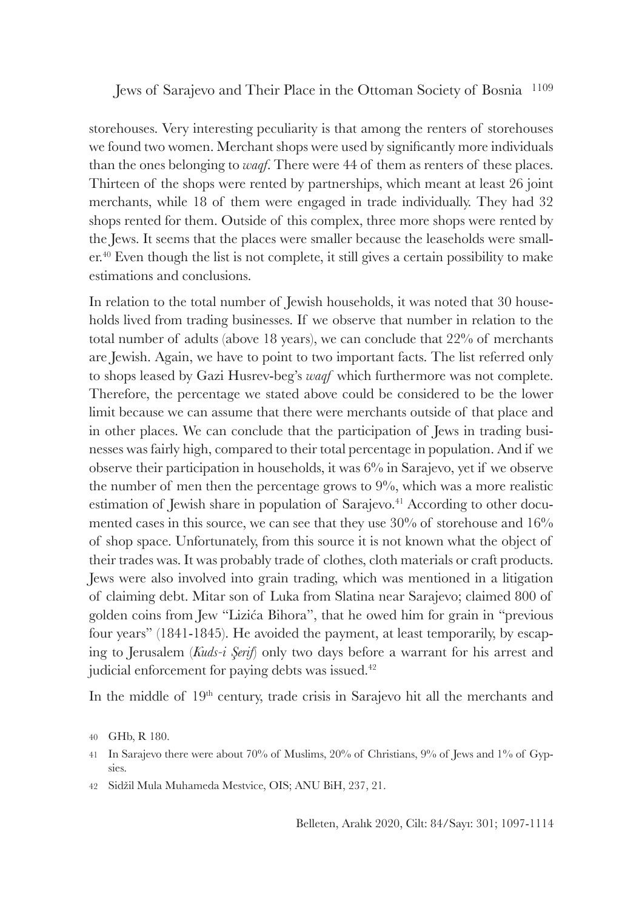storehouses. Very interesting peculiarity is that among the renters of storehouses we found two women. Merchant shops were used by significantly more individuals than the ones belonging to *waqf*. There were 44 of them as renters of these places. Thirteen of the shops were rented by partnerships, which meant at least 26 joint merchants, while 18 of them were engaged in trade individually. They had 32 shops rented for them. Outside of this complex, three more shops were rented by the Jews. It seems that the places were smaller because the leaseholds were smaller.[40] Even though the list is not complete, it still gives a certain possibility to make estimations and conclusions.

In relation to the total number of Jewish households, it was noted that 30 households lived from trading businesses. If we observe that number in relation to the total number of adults (above 18 years), we can conclude that 22% of merchants are Jewish. Again, we have to point to two important facts. The list referred only to shops leased by Gazi Husrev-beg's *waqf* which furthermore was not complete. Therefore, the percentage we stated above could be considered to be the lower limit because we can assume that there were merchants outside of that place and in other places. We can conclude that the participation of Jews in trading businesses was fairly high, compared to their total percentage in population. And if we observe their participation in households, it was 6% in Sarajevo, yet if we observe the number of men then the percentage grows to 9%, which was a more realistic estimation of Jewish share in population of Sarajevo.[41] According to other documented cases in this source, we can see that they use 30% of storehouse and 16% of shop space. Unfortunately, from this source it is not known what the object of their trades was. It was probably trade of clothes, cloth materials or craft products. Jews were also involved into grain trading, which was mentioned in a litigation of claiming debt. Mitar son of Luka from Slatina near Sarajevo; claimed 800 of golden coins from Jew "Lizića Bihora", that he owed him for grain in "previous four years" (1841-1845). He avoided the payment, at least temporarily, by escaping to Jerusalem (*Kuds-i Şerif*) only two days before a warrant for his arrest and judicial enforcement for paying debts was issued.[42]

In the middle of 19th century, trade crisis in Sarajevo hit all the merchants and

---

40 GHb, R 180.

41 In Sarajevo there were about 70% of Muslims, 20% of Christians, 9% of Jews and 1% of Gypsies.

42 Sidžil Mula Muhameda Mestvice, OIS; ANU BiH, 237, 21.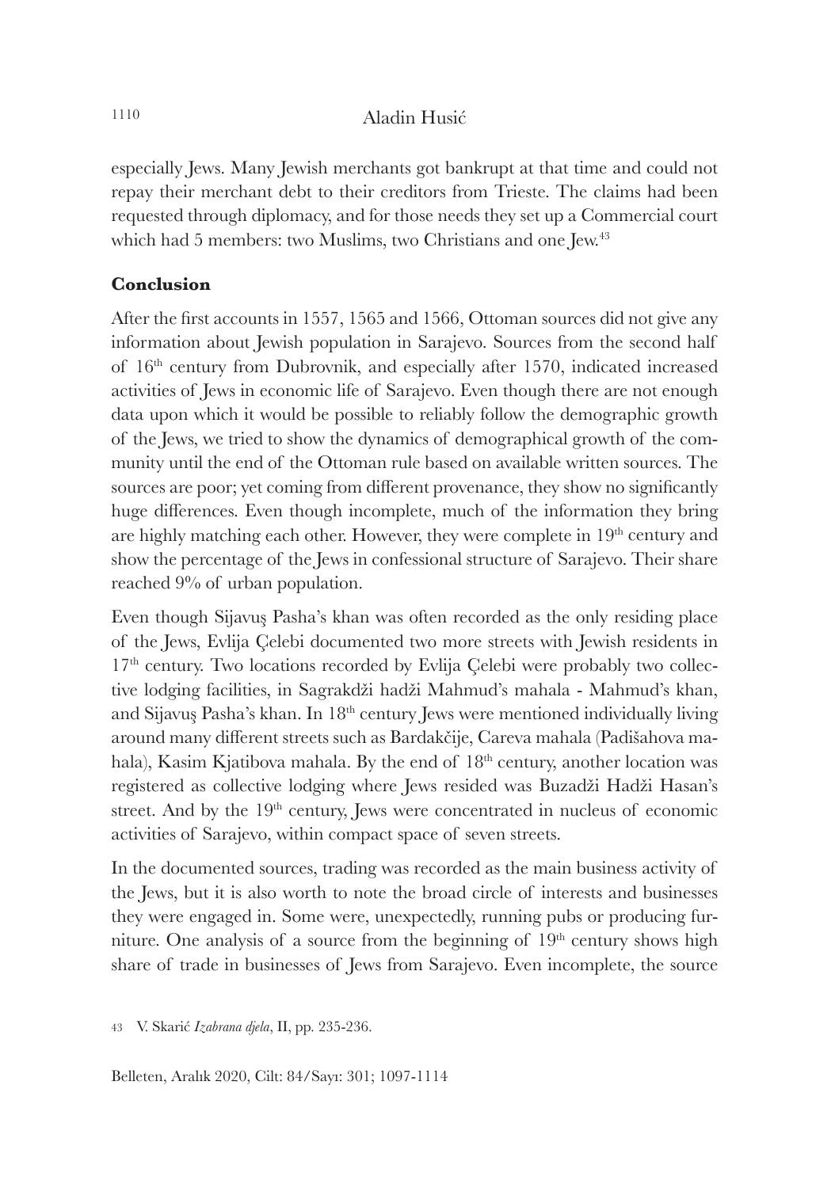especially Jews. Many Jewish merchants got bankrupt at that time and could not repay their merchant debt to their creditors from Trieste. The claims had been requested through diplomacy, and for those needs they set up a Commercial court which had 5 members: two Muslims, two Christians and one Jew.[43]

## Conclusion

After the first accounts in 1557, 1565 and 1566, Ottoman sources did not give any information about Jewish population in Sarajevo. Sources from the second half of 16th century from Dubrovnik, and especially after 1570, indicated increased activities of Jews in economic life of Sarajevo. Even though there are not enough data upon which it would be possible to reliably follow the demographic growth of the Jews, we tried to show the dynamics of demographical growth of the community until the end of the Ottoman rule based on available written sources. The sources are poor; yet coming from different provenance, they show no significantly huge differences. Even though incomplete, much of the information they bring are highly matching each other. However, they were complete in 19th century and show the percentage of the Jews in confessional structure of Sarajevo. Their share reached 9% of urban population.

Even though Sijavuş Pasha's khan was often recorded as the only residing place of the Jews, Evlija Çelebi documented two more streets with Jewish residents in 17th century. Two locations recorded by Evlija Çelebi were probably two collective lodging facilities, in Sagrakdži hadži Mahmud's mahala - Mahmud's khan, and Sijavuş Pasha's khan. In 18th century Jews were mentioned individually living around many different streets such as Bardakčije, Careva mahala (Padišahova mahala), Kasim Kjatibova mahala. By the end of 18th century, another location was registered as collective lodging where Jews resided was Buzadži Hadži Hasan's street. And by the 19th century, Jews were concentrated in nucleus of economic activities of Sarajevo, within compact space of seven streets.

In the documented sources, trading was recorded as the main business activity of the Jews, but it is also worth to note the broad circle of interests and businesses they were engaged in. Some were, unexpectedly, running pubs or producing furniture. One analysis of a source from the beginning of 19th century shows high share of trade in businesses of Jews from Sarajevo. Even incomplete, the source

[43] V. Skarić *Izabrana djela*, II, pp. 235-236.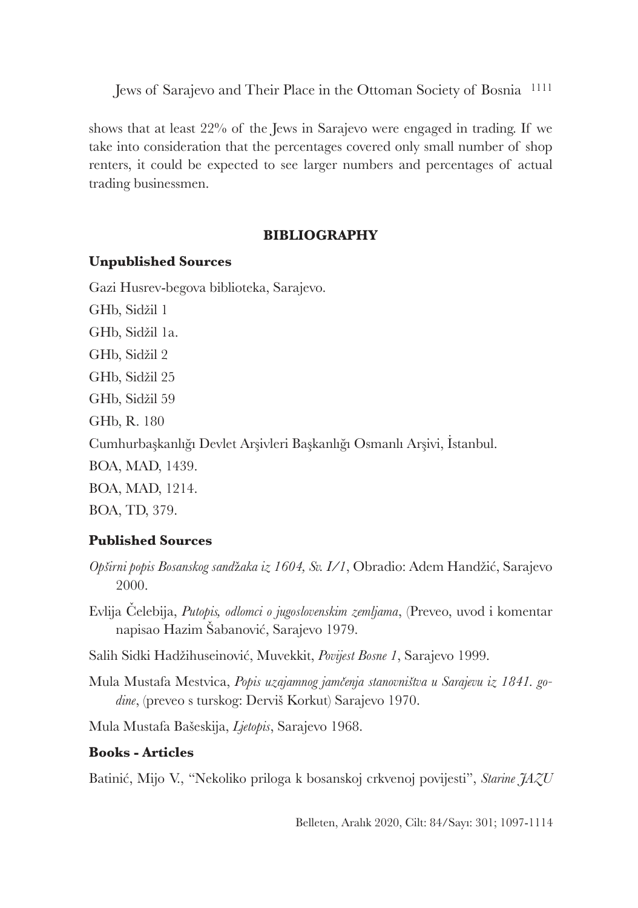shows that at least 22% of the Jews in Sarajevo were engaged in trading. If we take into consideration that the percentages covered only small number of shop renters, it could be expected to see larger numbers and percentages of actual trading businessmen.

## BIBLIOGRAPHY

### Unpublished Sources

Gazi Husrev-begova biblioteka, Sarajevo.

GHb, Sidžil 1

GHb, Sidžil 1a.

GHb, Sidžil 2

GHb, Sidžil 25

GHb, Sidžil 59

GHb, R. 180

Cumhurbaşkanlığı Devlet Arşivleri Başkanlığı Osmanlı Arşivi, İstanbul.

BOA, MAD, 1439.

BOA, MAD, 1214.

BOA, TD, 379.

### Published Sources

*Opširni popis Bosanskog sandžaka iz 1604, Sv. I/1*, Obradio: Adem Handžić, Sarajevo 2000.

Evlija Čelebija, *Putopis, odlomci o jugoslovenskim zemljama*, (Preveo, uvod i komentar napisao Hazim Šabanović, Sarajevo 1979.

Salih Sidki Hadžihuseinović, Muvekkit, *Povijest Bosne 1*, Sarajevo 1999.

Mula Mustafa Mestvica, *Popis uzajamnog jamčenja stanovništva u Sarajevu iz 1841. godine*, (preveo s turskog: Derviš Korkut) Sarajevo 1970.

Mula Mustafa Bašeskija, *Ljetopis*, Sarajevo 1968.

### Books - Articles

Batinić, Mijo V., "Nekoliko priloga k bosanskoj crkvenoj povijesti", *Starine JAZU*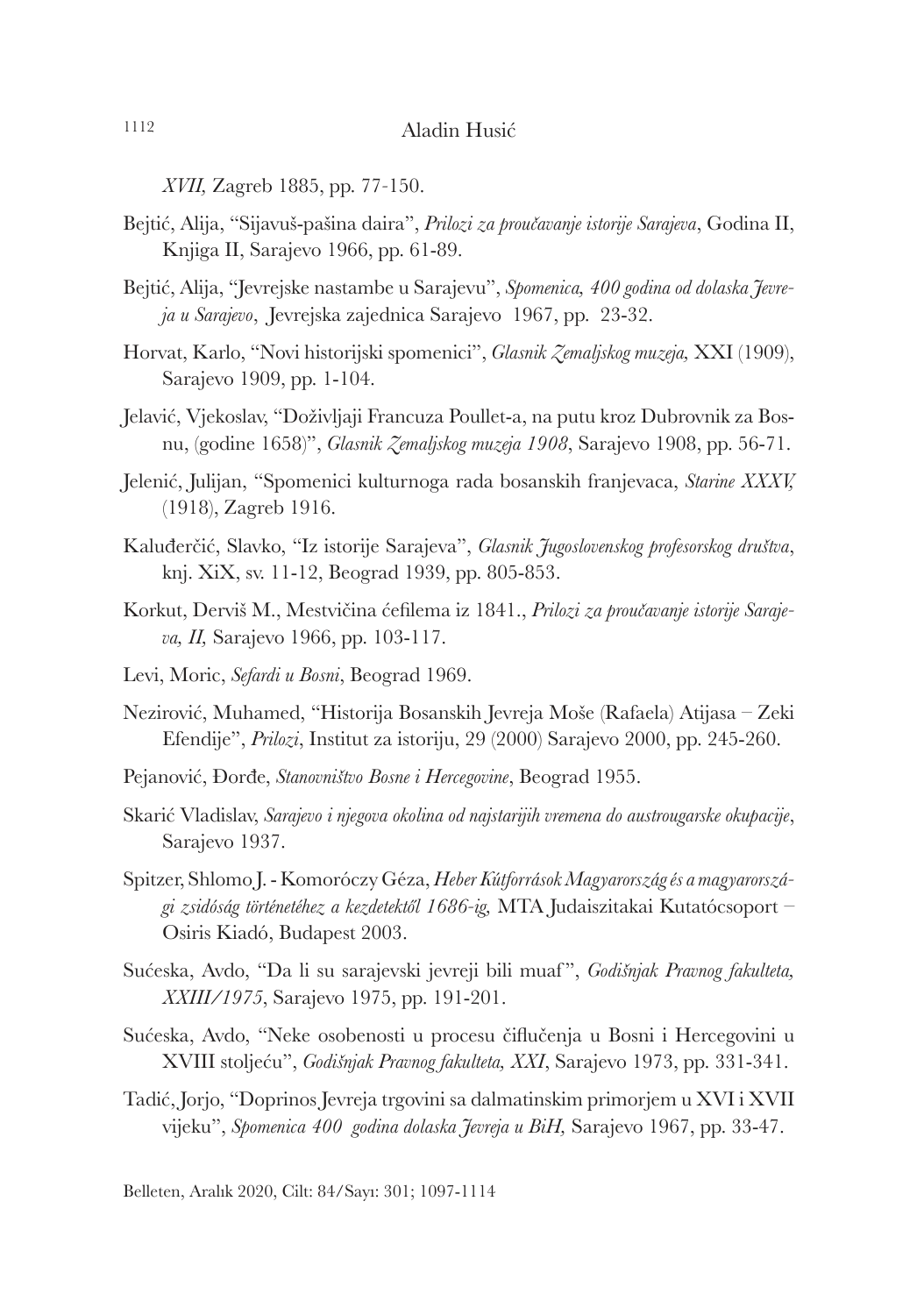*XVII,* Zagreb 1885, pp. 77-150.

Bejtić, Alija, "Sijavuš-pašina daira", *Prilozi za proučavanje istorije Sarajeva*, Godina II, Knjiga II, Sarajevo 1966, pp. 61-89.

Bejtić, Alija, "Jevrejske nastambe u Sarajevu", *Spomenica, 400 godina od dolaska Jevreja u Sarajevo*, Jevrejska zajednica Sarajevo 1967, pp. 23-32.

Horvat, Karlo, "Novi historijski spomenici", *Glasnik Zemaljskog muzeja,* XXI (1909), Sarajevo 1909, pp. 1-104.

Jelavić, Vjekoslav, "Doživljaji Francuza Poullet-a, na putu kroz Dubrovnik za Bosnu, (godine 1658)", *Glasnik Zemaljskog muzeja 1908*, Sarajevo 1908, pp. 56-71.

Jelenić, Julijan, "Spomenici kulturnoga rada bosanskih franjevaca, *Starine XXXV,* (1918), Zagreb 1916.

Kaluđerčić, Slavko, "Iz istorije Sarajeva", *Glasnik Jugoslovenskog profesorskog društva*, knj. XiX, sv. 11-12, Beograd 1939, pp. 805-853.

Korkut, Derviš M., Mestvičina ćefilema iz 1841., *Prilozi za proučavanje istorije Sarajeva, II,* Sarajevo 1966, pp. 103-117.

Levi, Moric, *Sefardi u Bosni*, Beograd 1969.

Nezirović, Muhamed, "Historija Bosanskih Jevreja Moše (Rafaela) Atijasa – Zeki Efendije", *Prilozi*, Institut za istoriju, 29 (2000) Sarajevo 2000, pp. 245-260.

Pejanović, Đorđe, *Stanovništvo Bosne i Hercegovine*, Beograd 1955.

Skarić Vladislav, *Sarajevo i njegova okolina od najstarijih vremena do austrougarske okupacije*, Sarajevo 1937.

Spitzer, Shlomo J. - Komoróczy Géza, *Heber Kútforrások Magyarország és a magyarországi zsidóság történetéhez a kezdetektől 1686-ig,* MTA Judaiszitakai Kutatócsoport – Osiris Kiadó, Budapest 2003.

Sućeska, Avdo, "Da li su sarajevski jevreji bili muaf", *Godišnjak Pravnog fakulteta, XXIII/1975*, Sarajevo 1975, pp. 191-201.

Sućeska, Avdo, "Neke osobenosti u procesu čiflučenja u Bosni i Hercegovini u XVIII stoljeću", *Godišnjak Pravnog fakulteta, XXI*, Sarajevo 1973, pp. 331-341.

Tadić, Jorjo, "Doprinos Jevreja trgovini sa dalmatinskim primorjem u XVI i XVII vijeku", *Spomenica 400 godina dolaska Jevreja u BiH,* Sarajevo 1967, pp. 33-47.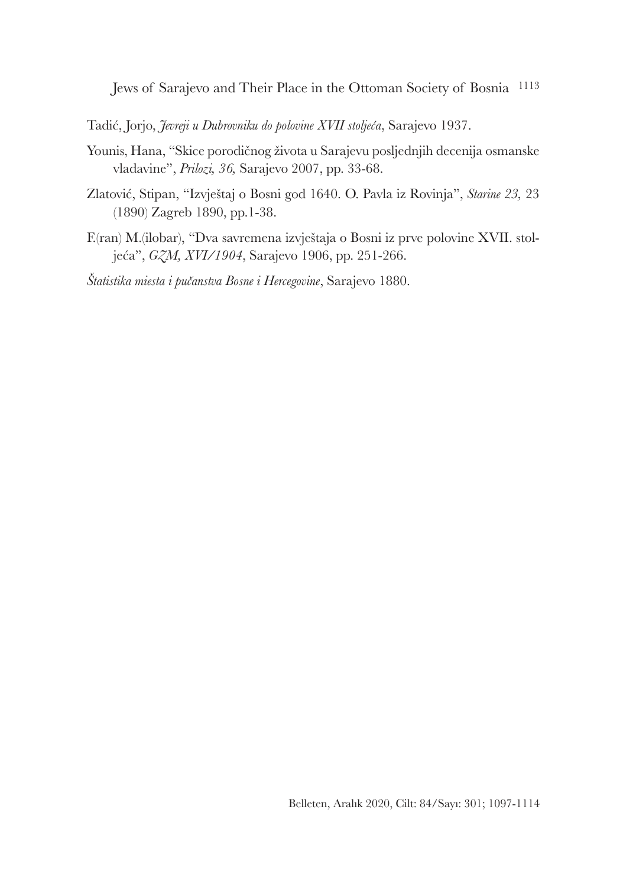Tadić, Jorjo, *Jevreji u Dubrovniku do polovine XVII stoljeća*, Sarajevo 1937.

Younis, Hana, "Skice porodičnog života u Sarajevu posljednjih decenija osmanske vladavine", *Prilozi, 36,* Sarajevo 2007, pp. 33-68.

Zlatović, Stipan, "Izvještaj o Bosni god 1640. O. Pavla iz Rovinja", *Starine 23,* 23 (1890) Zagreb 1890, pp.1-38.

F.(ran) M.(ilobar), "Dva savremena izvještaja o Bosni iz prve polovine XVII. stoljeća", *GZM, XVI/1904*, Sarajevo 1906, pp. 251-266.

*Štatistika miesta i pučanstva Bosne i Hercegovine*, Sarajevo 1880.